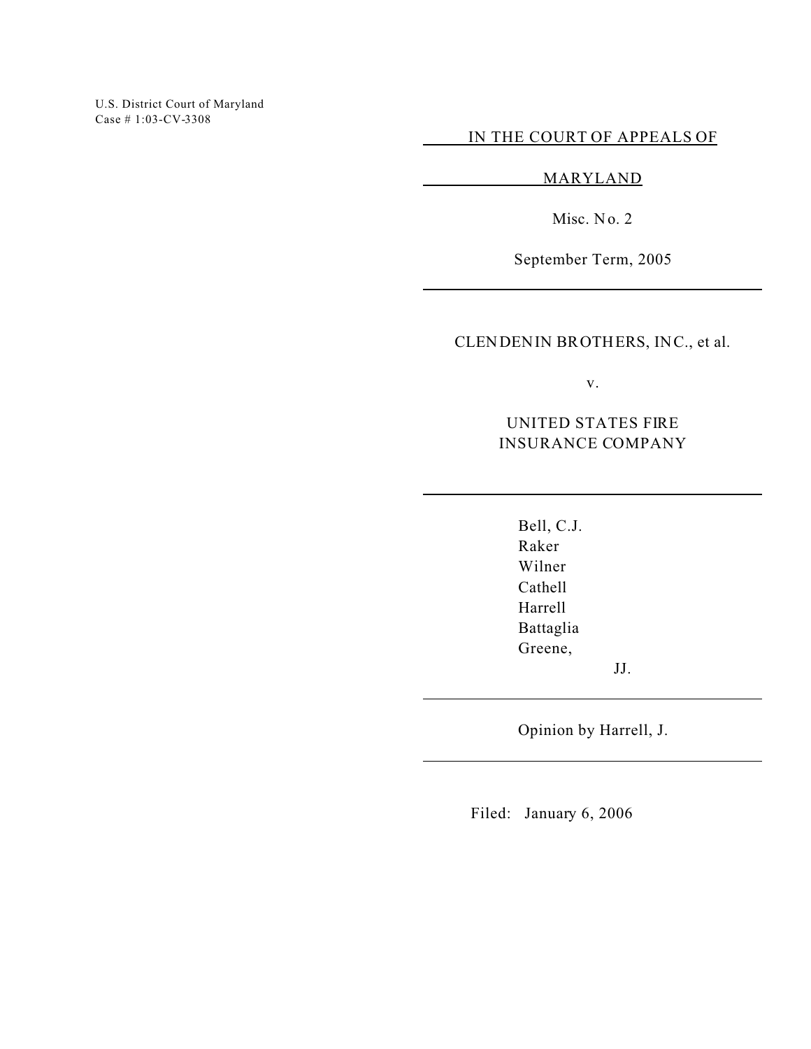U.S. District Court of Maryland
Case # 1:03-CV-3308

IN THE COURT OF APPEALS OF

MARYLAND

Misc. No. 2

September Term, 2005

---

CLENDENIN BROTHERS, INC., et al.

v.

UNITED STATES FIRE INSURANCE COMPANY

---

Bell, C.J.
Raker
Wilner
Cathell
Harrell
Battaglia
Greene,
JJ.

---

Opinion by Harrell, J.

---

Filed: January 6, 2006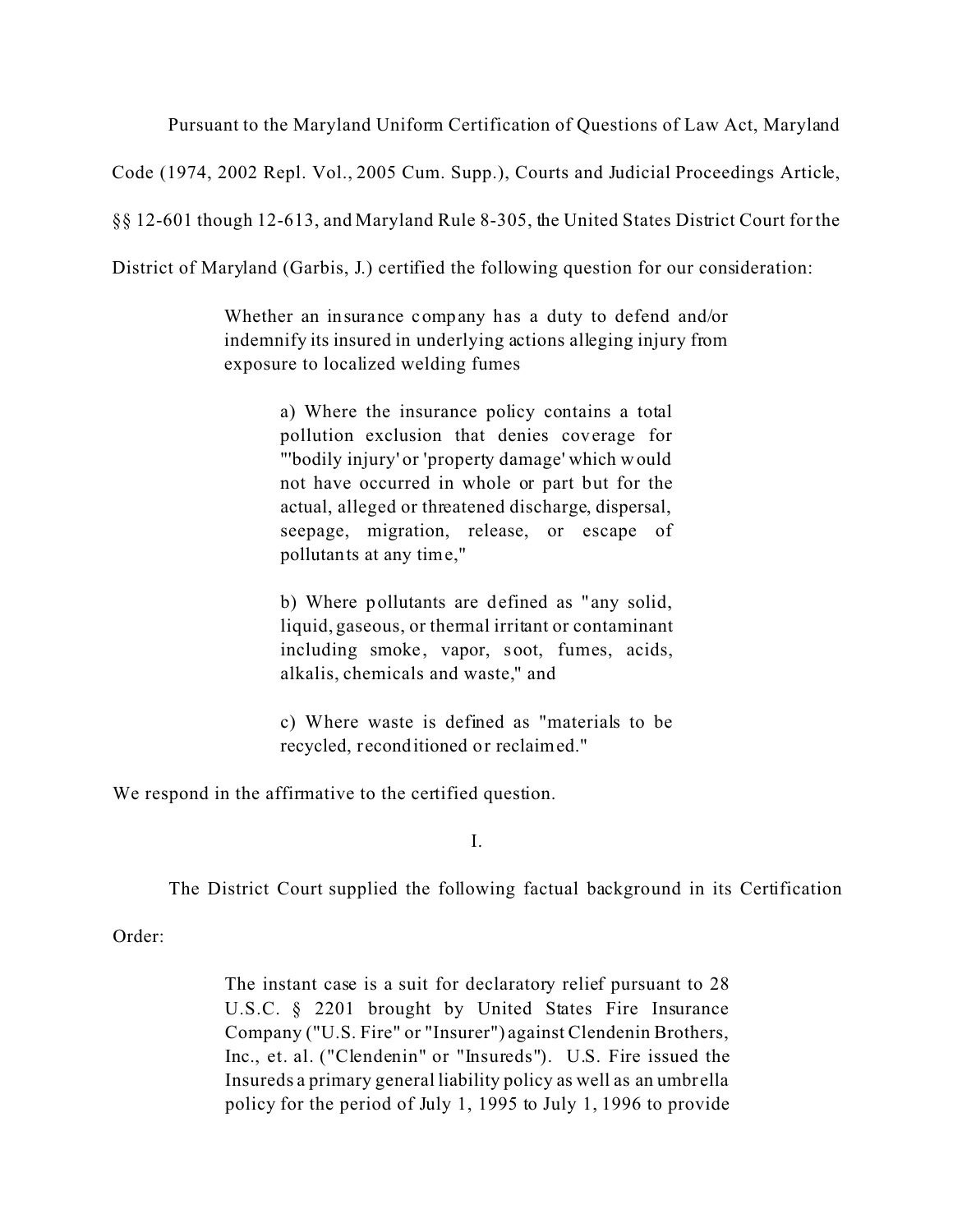Pursuant to the Maryland Uniform Certification of Questions of Law Act, Maryland Code (1974, 2002 Repl. Vol., 2005 Cum. Supp.), Courts and Judicial Proceedings Article, §§ 12-601 though 12-613, and Maryland Rule 8-305, the United States District Court for the District of Maryland (Garbis, J.) certified the following question for our consideration:

> Whether an insurance company has a duty to defend and/or indemnify its insured in underlying actions alleging injury from exposure to localized welding fumes
>
> > a) Where the insurance policy contains a total pollution exclusion that denies coverage for "'bodily injury' or 'property damage' which would not have occurred in whole or part but for the actual, alleged or threatened discharge, dispersal, seepage, migration, release, or escape of pollutants at any time,"
> >
> > b) Where pollutants are defined as "any solid, liquid, gaseous, or thermal irritant or contaminant including smoke, vapor, soot, fumes, acids, alkalis, chemicals and waste," and
> >
> > c) Where waste is defined as "materials to be recycled, reconditioned or reclaimed."

We respond in the affirmative to the certified question.

## I.

The District Court supplied the following factual background in its Certification Order:

> The instant case is a suit for declaratory relief pursuant to 28 U.S.C. § 2201 brought by United States Fire Insurance Company ("U.S. Fire" or "Insurer") against Clendenin Brothers, Inc., et. al. ("Clendenin" or "Insureds"). U.S. Fire issued the Insureds a primary general liability policy as well as an umbrella policy for the period of July 1, 1995 to July 1, 1996 to provide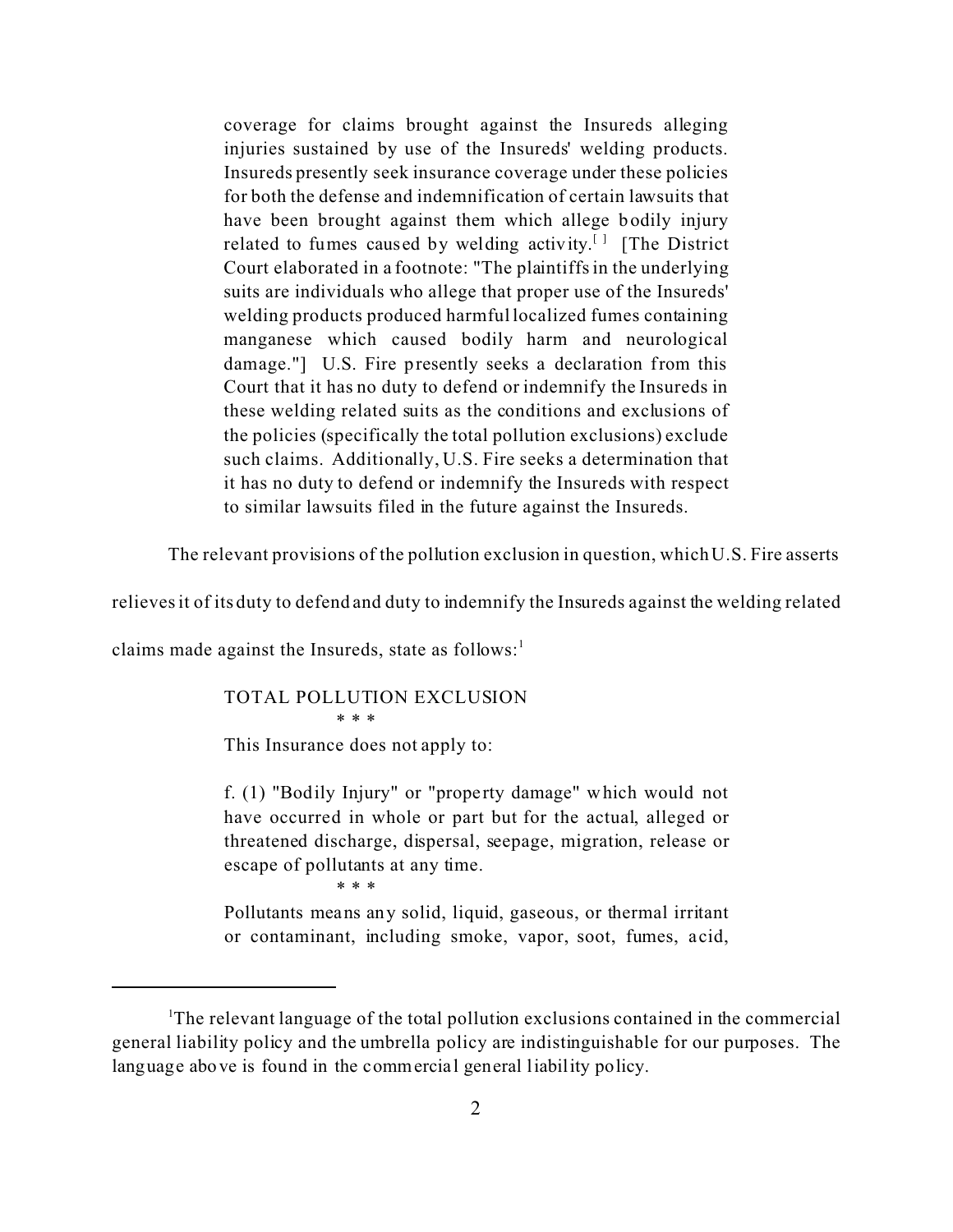> coverage for claims brought against the Insureds alleging injuries sustained by use of the Insureds' welding products. Insureds presently seek insurance coverage under these policies for both the defense and indemnification of certain lawsuits that have been brought against them which allege bodily injury related to fumes caused by welding activity.[ ] [The District Court elaborated in a footnote: "The plaintiffs in the underlying suits are individuals who allege that proper use of the Insureds' welding products produced harmful localized fumes containing manganese which caused bodily harm and neurological damage."] U.S. Fire presently seeks a declaration from this Court that it has no duty to defend or indemnify the Insureds in these welding related suits as the conditions and exclusions of the policies (specifically the total pollution exclusions) exclude such claims. Additionally, U.S. Fire seeks a determination that it has no duty to defend or indemnify the Insureds with respect to similar lawsuits filed in the future against the Insureds.

The relevant provisions of the pollution exclusion in question, which U.S. Fire asserts relieves it of its duty to defend and duty to indemnify the Insureds against the welding related claims made against the Insureds, state as follows:[1]

> TOTAL POLLUTION EXCLUSION
>
> \* \* \*
>
> This Insurance does not apply to:
>
> f. (1) "Bodily Injury" or "property damage" which would not have occurred in whole or part but for the actual, alleged or threatened discharge, dispersal, seepage, migration, release or escape of pollutants at any time.
>
> \* \* \*
>
> Pollutants means any solid, liquid, gaseous, or thermal irritant or contaminant, including smoke, vapor, soot, fumes, acid,

[1] The relevant language of the total pollution exclusions contained in the commercial general liability policy and the umbrella policy are indistinguishable for our purposes. The language above is found in the commercial general liability policy.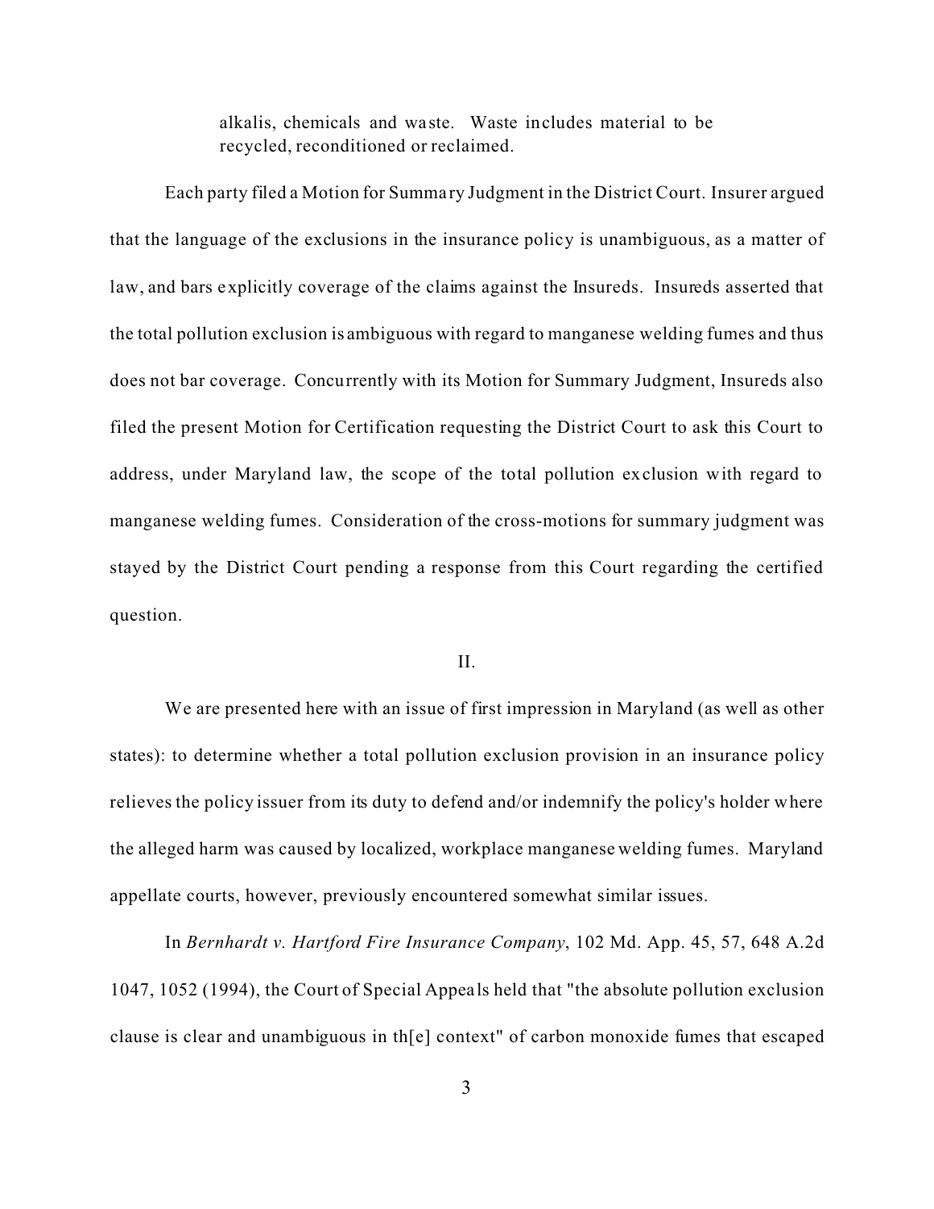alkalis, chemicals and waste. Waste includes material to be recycled, reconditioned or reclaimed.

Each party filed a Motion for Summary Judgment in the District Court. Insurer argued that the language of the exclusions in the insurance policy is unambiguous, as a matter of law, and bars explicitly coverage of the claims against the Insureds. Insureds asserted that the total pollution exclusion is ambiguous with regard to manganese welding fumes and thus does not bar coverage. Concurrently with its Motion for Summary Judgment, Insureds also filed the present Motion for Certification requesting the District Court to ask this Court to address, under Maryland law, the scope of the total pollution exclusion with regard to manganese welding fumes. Consideration of the cross-motions for summary judgment was stayed by the District Court pending a response from this Court regarding the certified question.

II.

We are presented here with an issue of first impression in Maryland (as well as other states): to determine whether a total pollution exclusion provision in an insurance policy relieves the policy issuer from its duty to defend and/or indemnify the policy's holder where the alleged harm was caused by localized, workplace manganese welding fumes. Maryland appellate courts, however, previously encountered somewhat similar issues.

In *Bernhardt v. Hartford Fire Insurance Company*, 102 Md. App. 45, 57, 648 A.2d 1047, 1052 (1994), the Court of Special Appeals held that "the absolute pollution exclusion clause is clear and unambiguous in th[e] context" of carbon monoxide fumes that escaped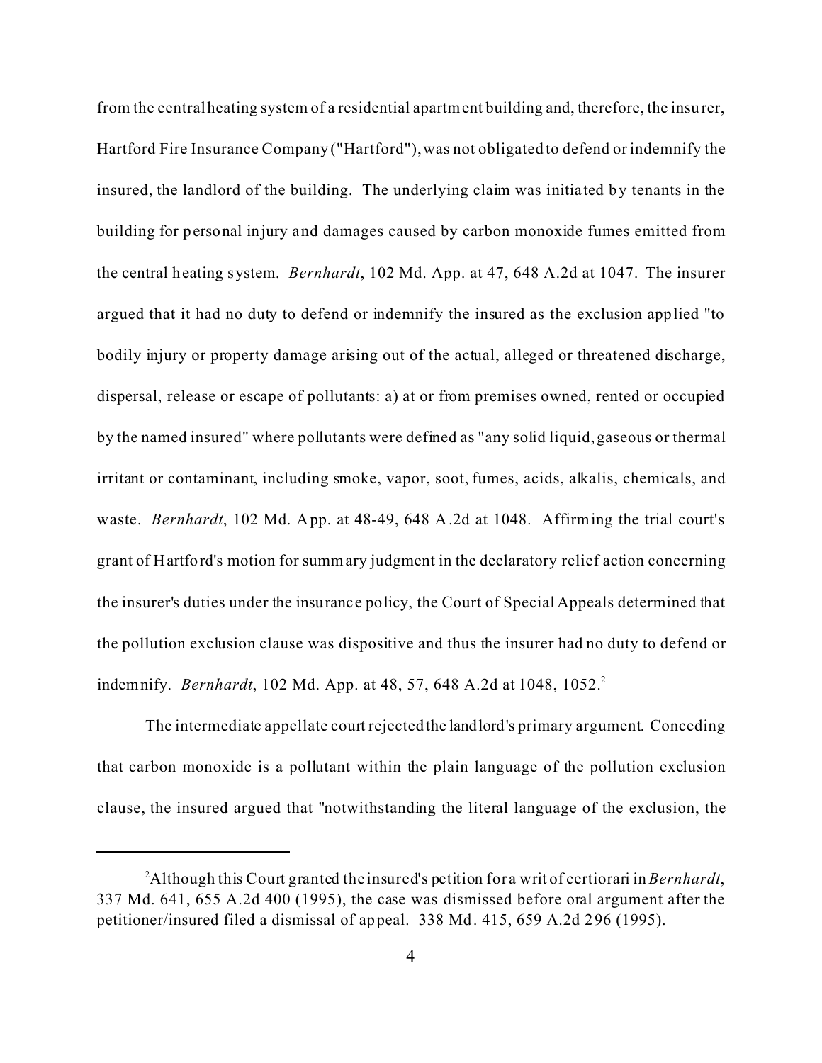from the central heating system of a residential apartment building and, therefore, the insurer, Hartford Fire Insurance Company ("Hartford"), was not obligated to defend or indemnify the insured, the landlord of the building. The underlying claim was initiated by tenants in the building for personal injury and damages caused by carbon monoxide fumes emitted from the central heating system. *Bernhardt*, 102 Md. App. at 47, 648 A.2d at 1047. The insurer argued that it had no duty to defend or indemnify the insured as the exclusion applied "to bodily injury or property damage arising out of the actual, alleged or threatened discharge, dispersal, release or escape of pollutants: a) at or from premises owned, rented or occupied by the named insured" where pollutants were defined as "any solid liquid, gaseous or thermal irritant or contaminant, including smoke, vapor, soot, fumes, acids, alkalis, chemicals, and waste. *Bernhardt*, 102 Md. App. at 48-49, 648 A.2d at 1048. Affirming the trial court's grant of Hartford's motion for summary judgment in the declaratory relief action concerning the insurer's duties under the insurance policy, the Court of Special Appeals determined that the pollution exclusion clause was dispositive and thus the insurer had no duty to defend or indemnify. *Bernhardt*, 102 Md. App. at 48, 57, 648 A.2d at 1048, 1052.[2]

The intermediate appellate court rejected the landlord's primary argument. Conceding that carbon monoxide is a pollutant within the plain language of the pollution exclusion clause, the insured argued that "notwithstanding the literal language of the exclusion, the

---

[2]Although this Court granted the insured's petition for a writ of certiorari in *Bernhardt*, 337 Md. 641, 655 A.2d 400 (1995), the case was dismissed before oral argument after the petitioner/insured filed a dismissal of appeal. 338 Md. 415, 659 A.2d 296 (1995).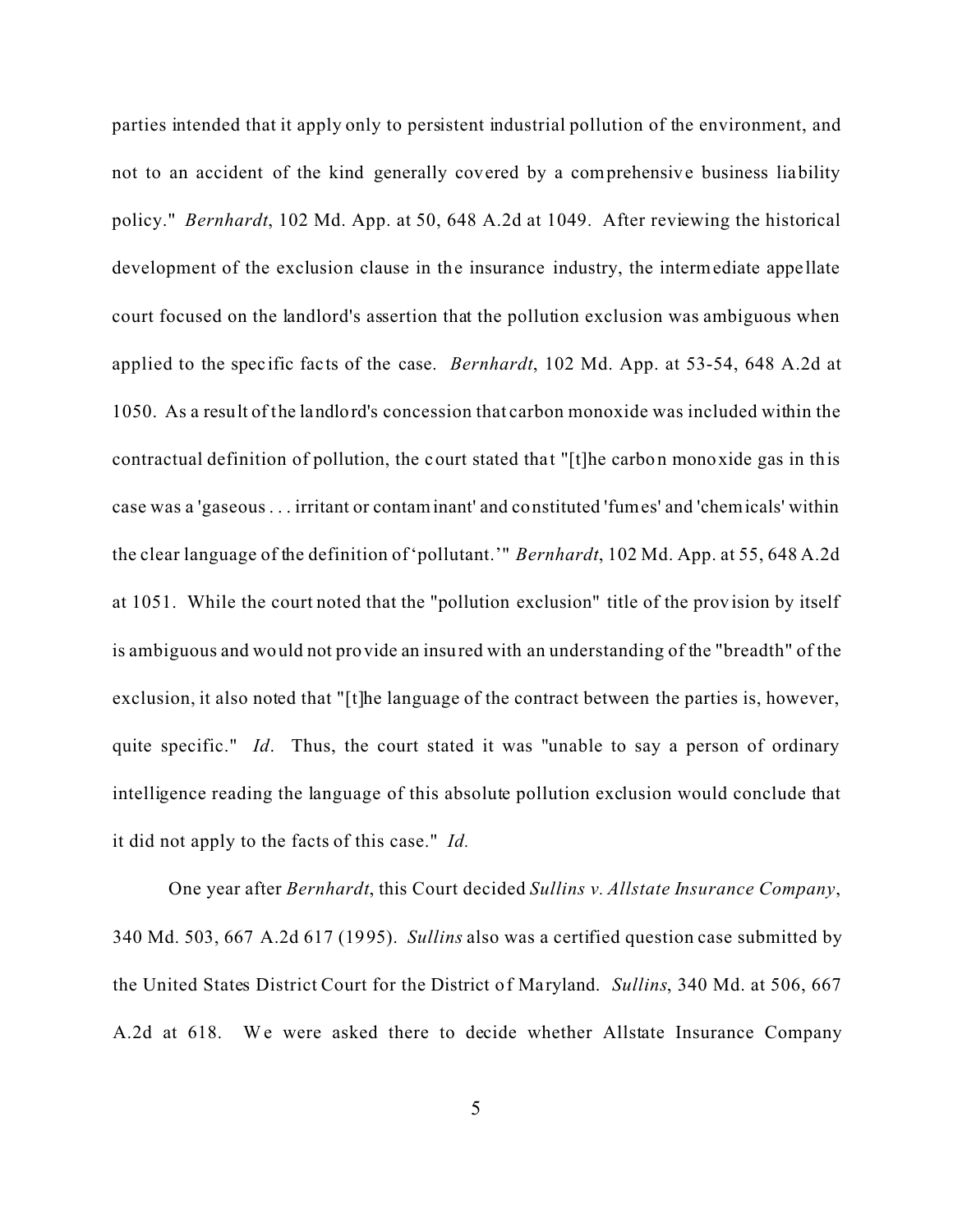parties intended that it apply only to persistent industrial pollution of the environment, and not to an accident of the kind generally covered by a comprehensive business liability policy." *Bernhardt*, 102 Md. App. at 50, 648 A.2d at 1049. After reviewing the historical development of the exclusion clause in the insurance industry, the intermediate appellate court focused on the landlord's assertion that the pollution exclusion was ambiguous when applied to the specific facts of the case. *Bernhardt*, 102 Md. App. at 53-54, 648 A.2d at 1050. As a result of the landlord's concession that carbon monoxide was included within the contractual definition of pollution, the court stated that "[t]he carbon monoxide gas in this case was a 'gaseous . . . irritant or contaminant' and constituted 'fumes' and 'chemicals' within the clear language of the definition of 'pollutant.'" *Bernhardt*, 102 Md. App. at 55, 648 A.2d at 1051. While the court noted that the "pollution exclusion" title of the provision by itself is ambiguous and would not provide an insured with an understanding of the "breadth" of the exclusion, it also noted that "[t]he language of the contract between the parties is, however, quite specific." *Id*. Thus, the court stated it was "unable to say a person of ordinary intelligence reading the language of this absolute pollution exclusion would conclude that it did not apply to the facts of this case." *Id.*

One year after *Bernhardt*, this Court decided *Sullins v. Allstate Insurance Company*, 340 Md. 503, 667 A.2d 617 (1995). *Sullins* also was a certified question case submitted by the United States District Court for the District of Maryland. *Sullins*, 340 Md. at 506, 667 A.2d at 618. We were asked there to decide whether Allstate Insurance Company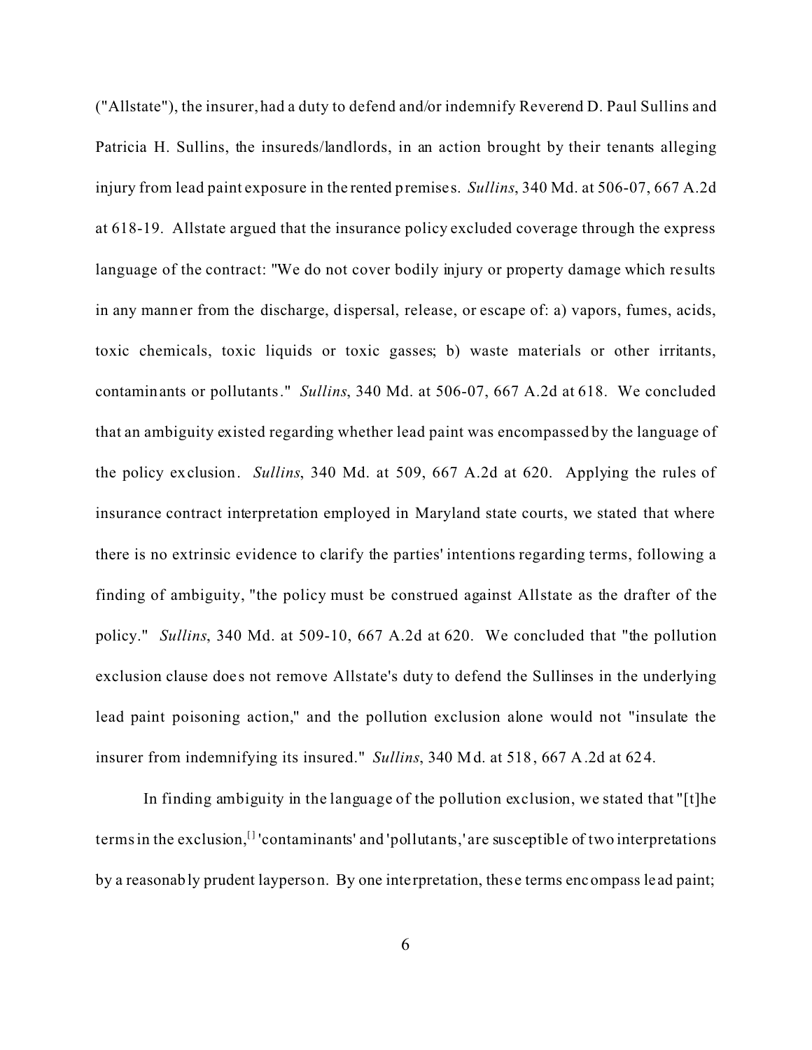("Allstate"), the insurer, had a duty to defend and/or indemnify Reverend D. Paul Sullins and Patricia H. Sullins, the insureds/landlords, in an action brought by their tenants alleging injury from lead paint exposure in the rented premises. *Sullins*, 340 Md. at 506-07, 667 A.2d at 618-19. Allstate argued that the insurance policy excluded coverage through the express language of the contract: "We do not cover bodily injury or property damage which results in any manner from the discharge, dispersal, release, or escape of: a) vapors, fumes, acids, toxic chemicals, toxic liquids or toxic gasses; b) waste materials or other irritants, contaminants or pollutants." *Sullins*, 340 Md. at 506-07, 667 A.2d at 618. We concluded that an ambiguity existed regarding whether lead paint was encompassed by the language of the policy exclusion. *Sullins*, 340 Md. at 509, 667 A.2d at 620. Applying the rules of insurance contract interpretation employed in Maryland state courts, we stated that where there is no extrinsic evidence to clarify the parties' intentions regarding terms, following a finding of ambiguity, "the policy must be construed against Allstate as the drafter of the policy." *Sullins*, 340 Md. at 509-10, 667 A.2d at 620. We concluded that "the pollution exclusion clause does not remove Allstate's duty to defend the Sullinses in the underlying lead paint poisoning action," and the pollution exclusion alone would not "insulate the insurer from indemnifying its insured." *Sullins*, 340 Md. at 518, 667 A.2d at 624.

In finding ambiguity in the language of the pollution exclusion, we stated that "[t]he terms in the exclusion,[] 'contaminants' and 'pollutants,' are susceptible of two interpretations by a reasonably prudent layperson. By one interpretation, these terms encompass lead paint;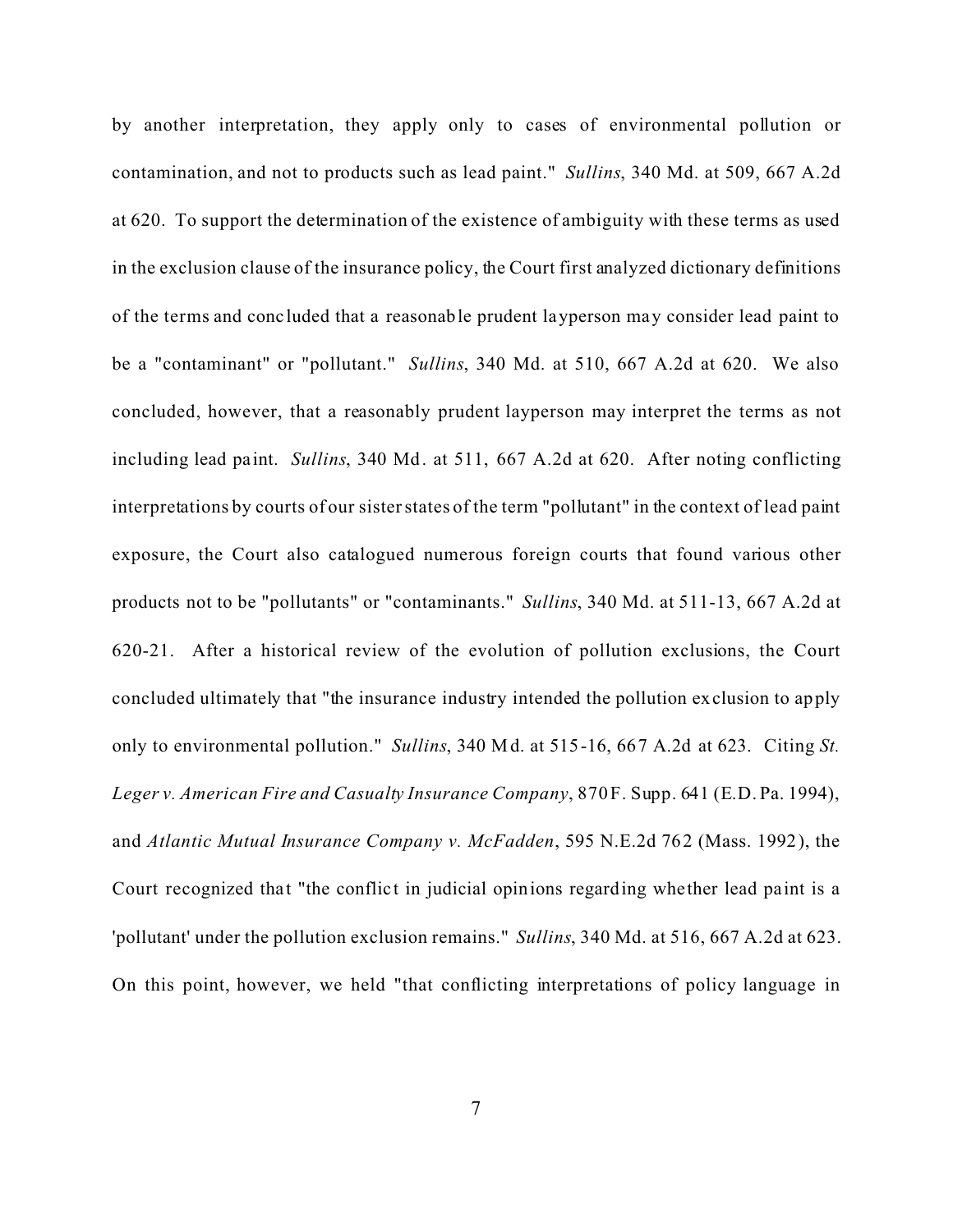by another interpretation, they apply only to cases of environmental pollution or contamination, and not to products such as lead paint." *Sullins*, 340 Md. at 509, 667 A.2d at 620. To support the determination of the existence of ambiguity with these terms as used in the exclusion clause of the insurance policy, the Court first analyzed dictionary definitions of the terms and concluded that a reasonable prudent layperson may consider lead paint to be a "contaminant" or "pollutant." *Sullins*, 340 Md. at 510, 667 A.2d at 620. We also concluded, however, that a reasonably prudent layperson may interpret the terms as not including lead paint. *Sullins*, 340 Md. at 511, 667 A.2d at 620. After noting conflicting interpretations by courts of our sister states of the term "pollutant" in the context of lead paint exposure, the Court also catalogued numerous foreign courts that found various other products not to be "pollutants" or "contaminants." *Sullins*, 340 Md. at 511-13, 667 A.2d at 620-21. After a historical review of the evolution of pollution exclusions, the Court concluded ultimately that "the insurance industry intended the pollution exclusion to apply only to environmental pollution." *Sullins*, 340 Md. at 515-16, 667 A.2d at 623. Citing *St. Leger v. American Fire and Casualty Insurance Company*, 870 F. Supp. 641 (E.D. Pa. 1994), and *Atlantic Mutual Insurance Company v. McFadden*, 595 N.E.2d 762 (Mass. 1992), the Court recognized that "the conflict in judicial opinions regarding whether lead paint is a 'pollutant' under the pollution exclusion remains." *Sullins*, 340 Md. at 516, 667 A.2d at 623. On this point, however, we held "that conflicting interpretations of policy language in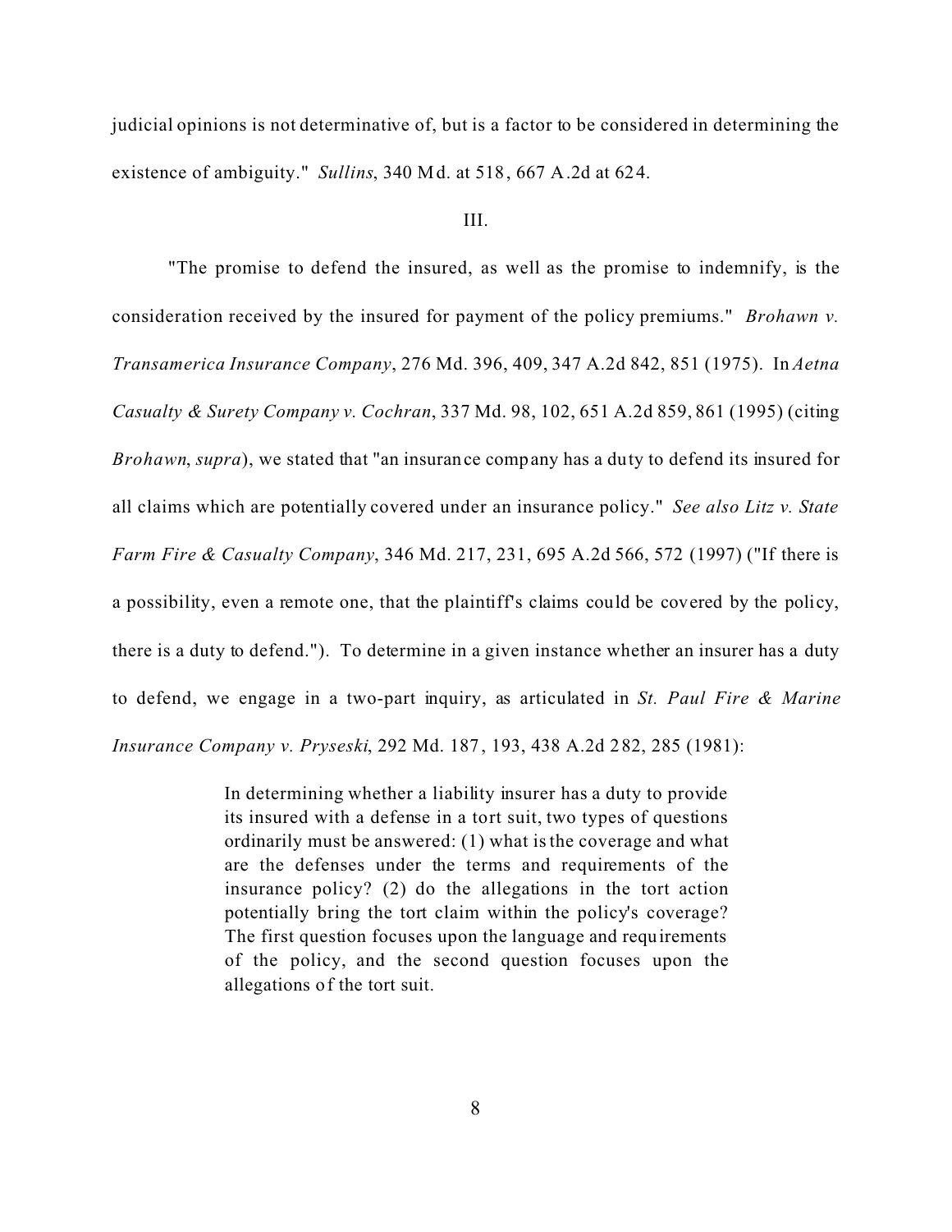judicial opinions is not determinative of, but is a factor to be considered in determining the existence of ambiguity." *Sullins*, 340 Md. at 518, 667 A.2d at 624.

III.

"The promise to defend the insured, as well as the promise to indemnify, is the consideration received by the insured for payment of the policy premiums." *Brohawn v. Transamerica Insurance Company*, 276 Md. 396, 409, 347 A.2d 842, 851 (1975). In *Aetna Casualty & Surety Company v. Cochran*, 337 Md. 98, 102, 651 A.2d 859, 861 (1995) (citing *Brohawn*, *supra*), we stated that "an insurance company has a duty to defend its insured for all claims which are potentially covered under an insurance policy." *See also Litz v. State Farm Fire & Casualty Company*, 346 Md. 217, 231, 695 A.2d 566, 572 (1997) ("If there is a possibility, even a remote one, that the plaintiff's claims could be covered by the policy, there is a duty to defend."). To determine in a given instance whether an insurer has a duty to defend, we engage in a two-part inquiry, as articulated in *St. Paul Fire & Marine Insurance Company v. Pryseski*, 292 Md. 187, 193, 438 A.2d 282, 285 (1981):

> In determining whether a liability insurer has a duty to provide its insured with a defense in a tort suit, two types of questions ordinarily must be answered: (1) what is the coverage and what are the defenses under the terms and requirements of the insurance policy? (2) do the allegations in the tort action potentially bring the tort claim within the policy's coverage? The first question focuses upon the language and requirements of the policy, and the second question focuses upon the allegations of the tort suit.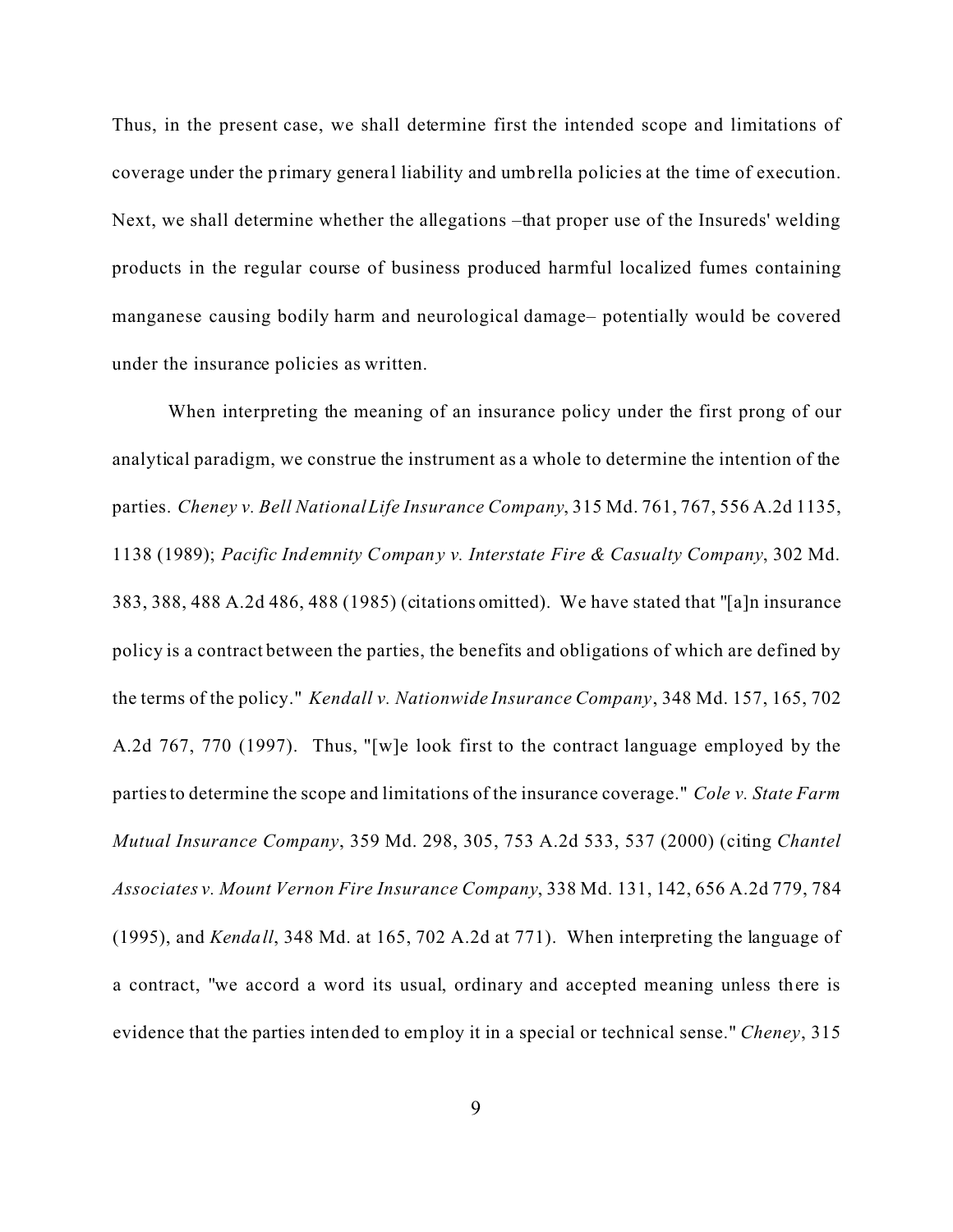Thus, in the present case, we shall determine first the intended scope and limitations of coverage under the primary general liability and umbrella policies at the time of execution. Next, we shall determine whether the allegations –that proper use of the Insureds' welding products in the regular course of business produced harmful localized fumes containing manganese causing bodily harm and neurological damage– potentially would be covered under the insurance policies as written.

When interpreting the meaning of an insurance policy under the first prong of our analytical paradigm, we construe the instrument as a whole to determine the intention of the parties. *Cheney v. Bell National Life Insurance Company*, 315 Md. 761, 767, 556 A.2d 1135, 1138 (1989); *Pacific Indemnity Company v. Interstate Fire & Casualty Company*, 302 Md. 383, 388, 488 A.2d 486, 488 (1985) (citations omitted). We have stated that "[a]n insurance policy is a contract between the parties, the benefits and obligations of which are defined by the terms of the policy." *Kendall v. Nationwide Insurance Company*, 348 Md. 157, 165, 702 A.2d 767, 770 (1997). Thus, "[w]e look first to the contract language employed by the parties to determine the scope and limitations of the insurance coverage." *Cole v. State Farm Mutual Insurance Company*, 359 Md. 298, 305, 753 A.2d 533, 537 (2000) (citing *Chantel Associates v. Mount Vernon Fire Insurance Company*, 338 Md. 131, 142, 656 A.2d 779, 784 (1995), and *Kendall*, 348 Md. at 165, 702 A.2d at 771). When interpreting the language of a contract, "we accord a word its usual, ordinary and accepted meaning unless there is evidence that the parties intended to employ it in a special or technical sense." *Cheney*, 315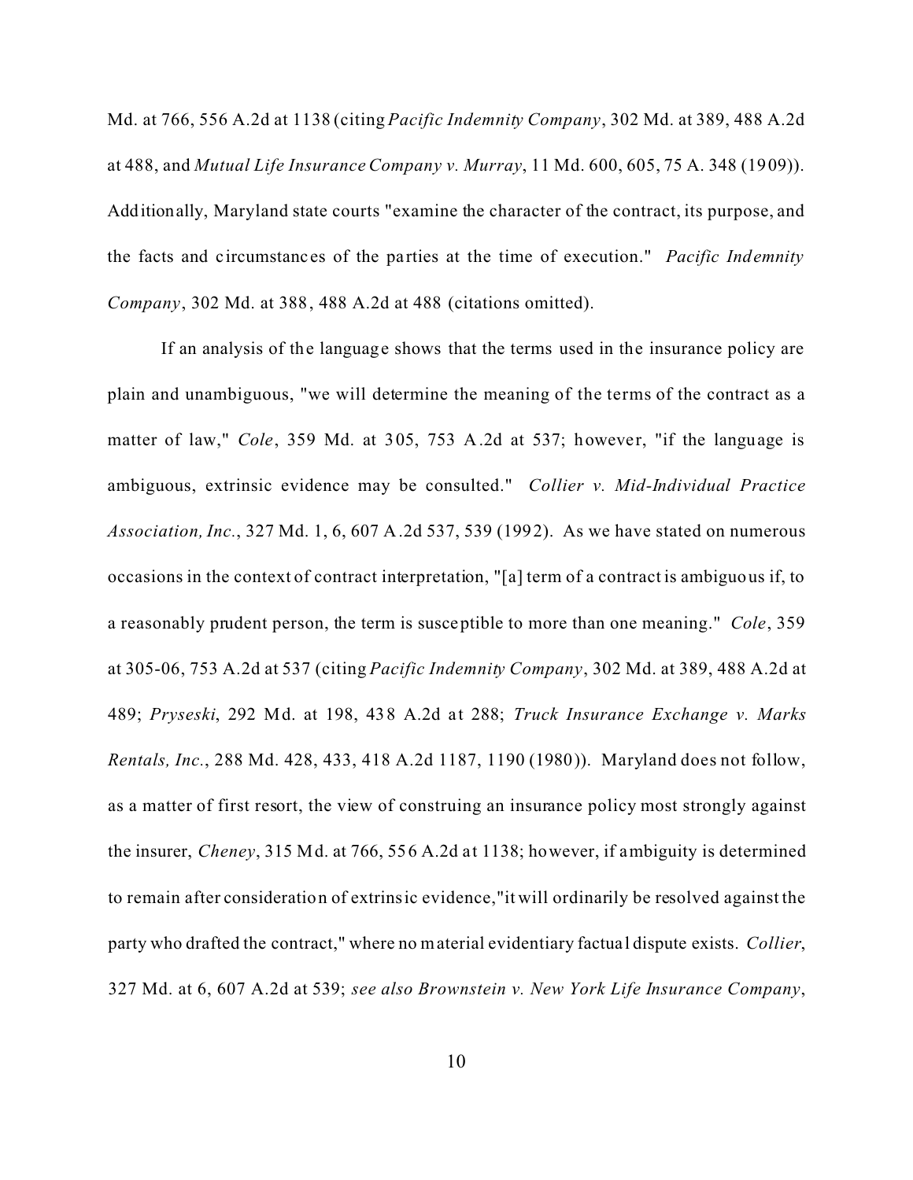Md. at 766, 556 A.2d at 1138 (citing *Pacific Indemnity Company*, 302 Md. at 389, 488 A.2d at 488, and *Mutual Life Insurance Company v. Murray*, 11 Md. 600, 605, 75 A. 348 (1909)). Additionally, Maryland state courts "examine the character of the contract, its purpose, and the facts and circumstances of the parties at the time of execution." *Pacific Indemnity Company*, 302 Md. at 388, 488 A.2d at 488 (citations omitted).

If an analysis of the language shows that the terms used in the insurance policy are plain and unambiguous, "we will determine the meaning of the terms of the contract as a matter of law," *Cole*, 359 Md. at 305, 753 A.2d at 537; however, "if the language is ambiguous, extrinsic evidence may be consulted." *Collier v. Mid-Individual Practice Association, Inc.*, 327 Md. 1, 6, 607 A.2d 537, 539 (1992). As we have stated on numerous occasions in the context of contract interpretation, "[a] term of a contract is ambiguous if, to a reasonably prudent person, the term is susceptible to more than one meaning." *Cole*, 359 at 305-06, 753 A.2d at 537 (citing *Pacific Indemnity Company*, 302 Md. at 389, 488 A.2d at 489; *Pryseski*, 292 Md. at 198, 438 A.2d at 288; *Truck Insurance Exchange v. Marks Rentals, Inc.*, 288 Md. 428, 433, 418 A.2d 1187, 1190 (1980)). Maryland does not follow, as a matter of first resort, the view of construing an insurance policy most strongly against the insurer, *Cheney*, 315 Md. at 766, 556 A.2d at 1138; however, if ambiguity is determined to remain after consideration of extrinsic evidence,"it will ordinarily be resolved against the party who drafted the contract," where no material evidentiary factual dispute exists. *Collier*, 327 Md. at 6, 607 A.2d at 539; *see also Brownstein v. New York Life Insurance Company*,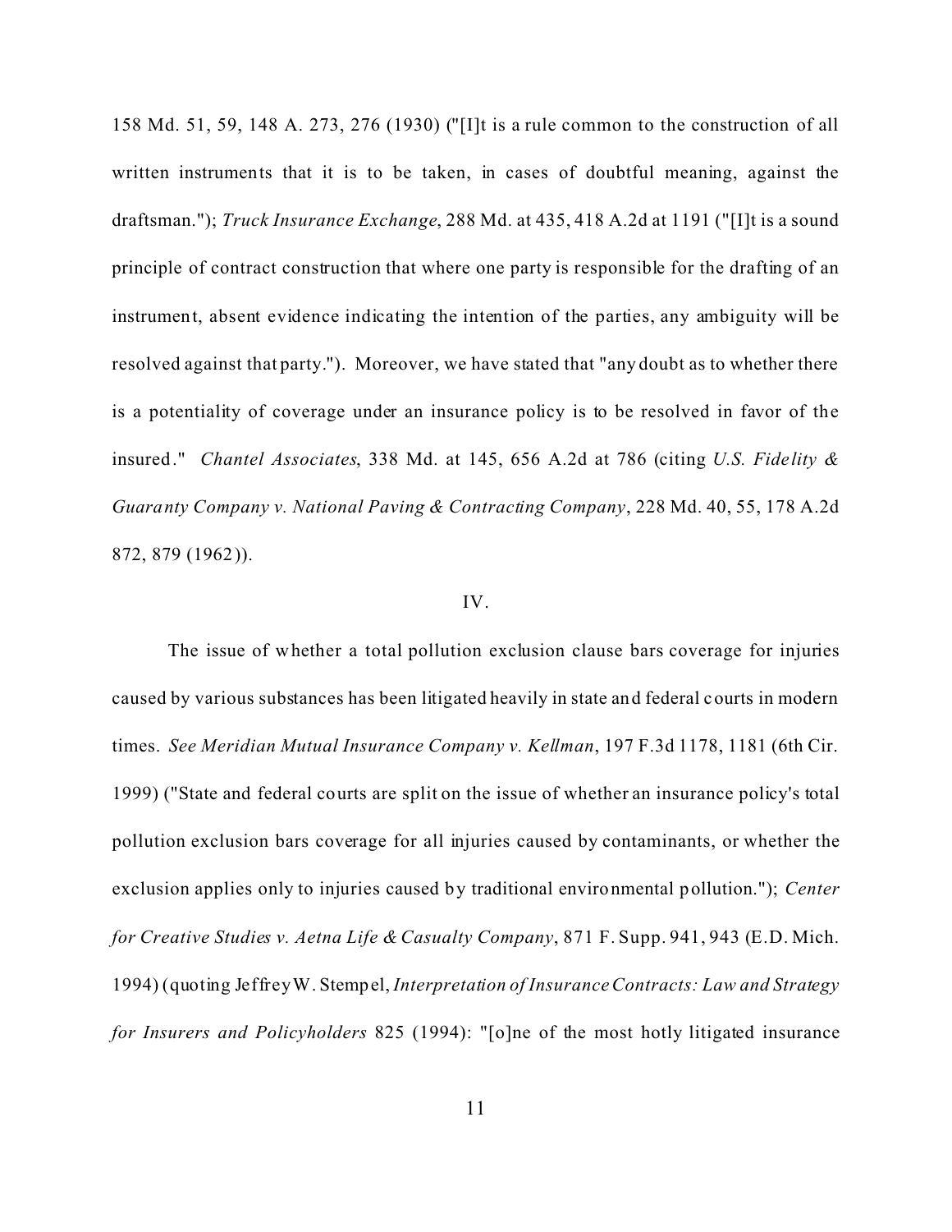158 Md. 51, 59, 148 A. 273, 276 (1930) ("[I]t is a rule common to the construction of all written instruments that it is to be taken, in cases of doubtful meaning, against the draftsman."); *Truck Insurance Exchange*, 288 Md. at 435, 418 A.2d at 1191 ("[I]t is a sound principle of contract construction that where one party is responsible for the drafting of an instrument, absent evidence indicating the intention of the parties, any ambiguity will be resolved against that party."). Moreover, we have stated that "any doubt as to whether there is a potentiality of coverage under an insurance policy is to be resolved in favor of the insured." *Chantel Associates*, 338 Md. at 145, 656 A.2d at 786 (citing *U.S. Fidelity & Guaranty Company v. National Paving & Contracting Company*, 228 Md. 40, 55, 178 A.2d 872, 879 (1962)).

IV.

The issue of whether a total pollution exclusion clause bars coverage for injuries caused by various substances has been litigated heavily in state and federal courts in modern times. *See Meridian Mutual Insurance Company v. Kellman*, 197 F.3d 1178, 1181 (6th Cir. 1999) ("State and federal courts are split on the issue of whether an insurance policy's total pollution exclusion bars coverage for all injuries caused by contaminants, or whether the exclusion applies only to injuries caused by traditional environmental pollution."); *Center for Creative Studies v. Aetna Life & Casualty Company*, 871 F. Supp. 941, 943 (E.D. Mich. 1994) (quoting Jeffrey W. Stempel, *Interpretation of Insurance Contracts: Law and Strategy for Insurers and Policyholders* 825 (1994): "[o]ne of the most hotly litigated insurance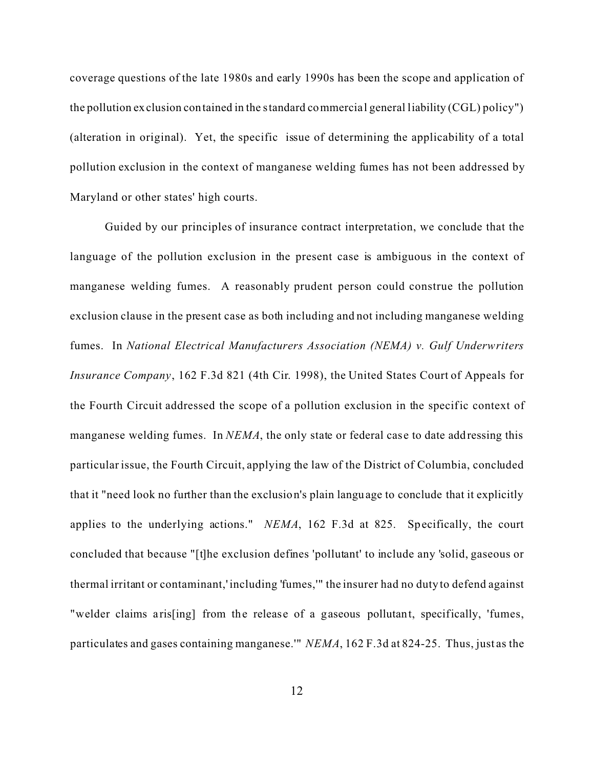coverage questions of the late 1980s and early 1990s has been the scope and application of the pollution exclusion contained in the standard commercial general liability (CGL) policy") (alteration in original). Yet, the specific issue of determining the applicability of a total pollution exclusion in the context of manganese welding fumes has not been addressed by Maryland or other states' high courts.

Guided by our principles of insurance contract interpretation, we conclude that the language of the pollution exclusion in the present case is ambiguous in the context of manganese welding fumes. A reasonably prudent person could construe the pollution exclusion clause in the present case as both including and not including manganese welding fumes. In *National Electrical Manufacturers Association (NEMA) v. Gulf Underwriters Insurance Company*, 162 F.3d 821 (4th Cir. 1998), the United States Court of Appeals for the Fourth Circuit addressed the scope of a pollution exclusion in the specific context of manganese welding fumes. In *NEMA*, the only state or federal case to date addressing this particular issue, the Fourth Circuit, applying the law of the District of Columbia, concluded that it "need look no further than the exclusion's plain language to conclude that it explicitly applies to the underlying actions." *NEMA*, 162 F.3d at 825. Specifically, the court concluded that because "[t]he exclusion defines 'pollutant' to include any 'solid, gaseous or thermal irritant or contaminant,' including 'fumes,'" the insurer had no duty to defend against "welder claims aris[ing] from the release of a gaseous pollutant, specifically, 'fumes, particulates and gases containing manganese.'" *NEMA*, 162 F.3d at 824-25. Thus, just as the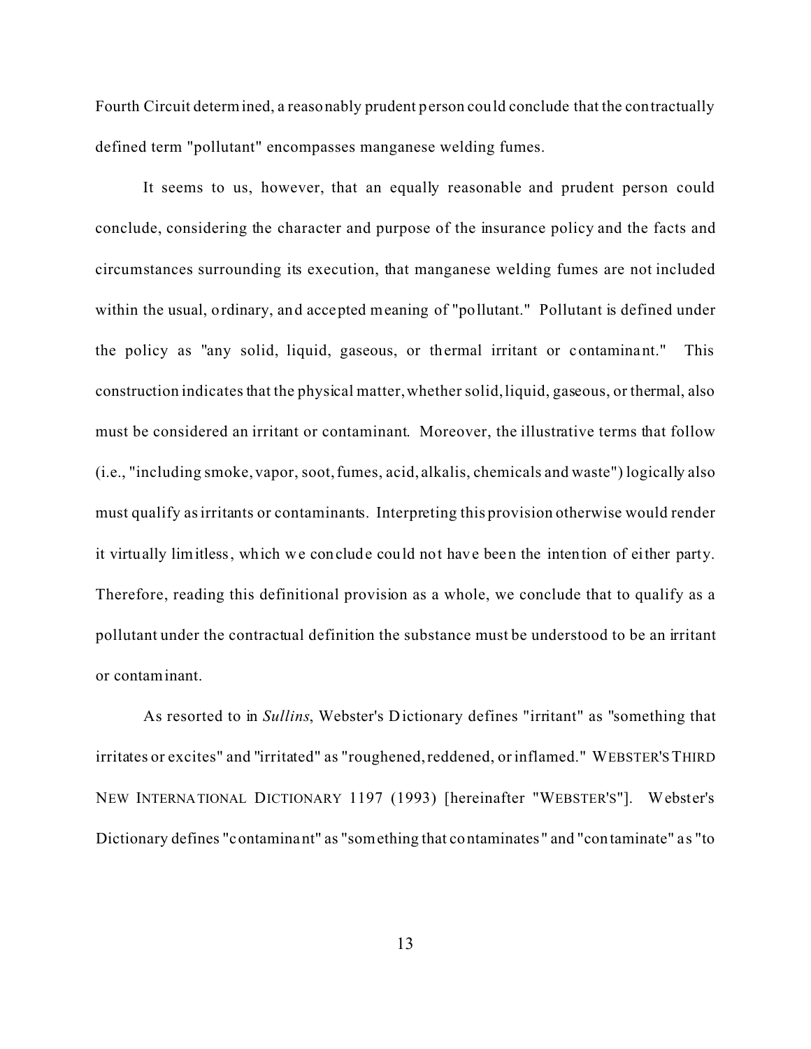Fourth Circuit determined, a reasonably prudent person could conclude that the contractually defined term "pollutant" encompasses manganese welding fumes.

It seems to us, however, that an equally reasonable and prudent person could conclude, considering the character and purpose of the insurance policy and the facts and circumstances surrounding its execution, that manganese welding fumes are not included within the usual, ordinary, and accepted meaning of "pollutant." Pollutant is defined under the policy as "any solid, liquid, gaseous, or thermal irritant or contaminant." This construction indicates that the physical matter, whether solid, liquid, gaseous, or thermal, also must be considered an irritant or contaminant. Moreover, the illustrative terms that follow (i.e., "including smoke, vapor, soot, fumes, acid, alkalis, chemicals and waste") logically also must qualify as irritants or contaminants. Interpreting this provision otherwise would render it virtually limitless, which we conclude could not have been the intention of either party. Therefore, reading this definitional provision as a whole, we conclude that to qualify as a pollutant under the contractual definition the substance must be understood to be an irritant or contaminant.

As resorted to in *Sullins*, Webster's Dictionary defines "irritant" as "something that irritates or excites" and "irritated" as "roughened, reddened, or inflamed." WEBSTER'S THIRD NEW INTERNATIONAL DICTIONARY 1197 (1993) [hereinafter "WEBSTER'S"]. Webster's Dictionary defines "contaminant" as "something that contaminates" and "contaminate" as "to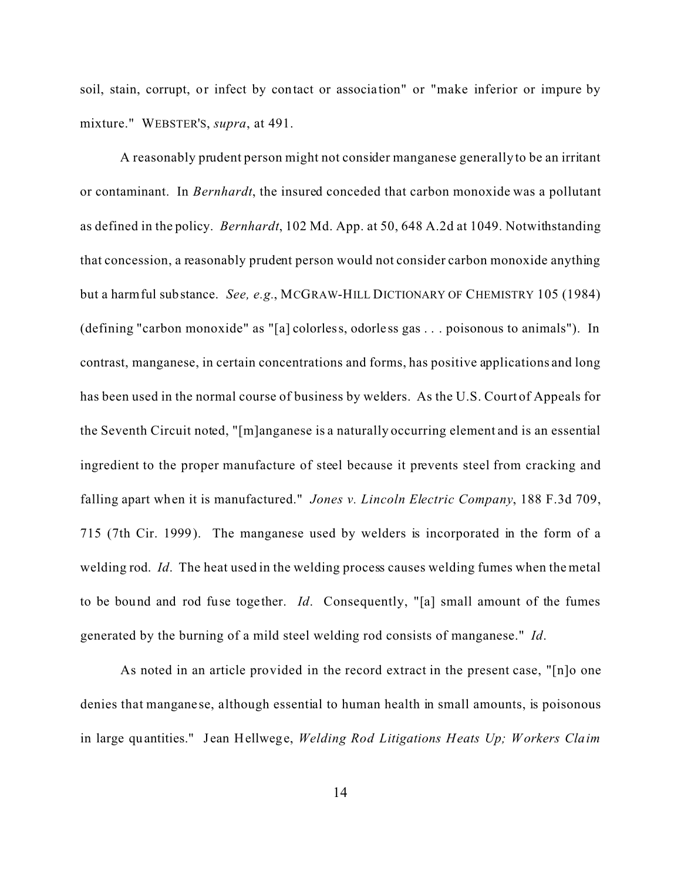soil, stain, corrupt, or infect by contact or association" or "make inferior or impure by mixture." WEBSTER'S, *supra*, at 491.

A reasonably prudent person might not consider manganese generally to be an irritant or contaminant. In *Bernhardt*, the insured conceded that carbon monoxide was a pollutant as defined in the policy. *Bernhardt*, 102 Md. App. at 50, 648 A.2d at 1049. Notwithstanding that concession, a reasonably prudent person would not consider carbon monoxide anything but a harmful substance. *See, e.g.*, MCGRAW-HILL DICTIONARY OF CHEMISTRY 105 (1984) (defining "carbon monoxide" as "[a] colorless, odorless gas . . . poisonous to animals"). In contrast, manganese, in certain concentrations and forms, has positive applications and long has been used in the normal course of business by welders. As the U.S. Court of Appeals for the Seventh Circuit noted, "[m]anganese is a naturally occurring element and is an essential ingredient to the proper manufacture of steel because it prevents steel from cracking and falling apart when it is manufactured." *Jones v. Lincoln Electric Company*, 188 F.3d 709, 715 (7th Cir. 1999). The manganese used by welders is incorporated in the form of a welding rod. *Id*. The heat used in the welding process causes welding fumes when the metal to be bound and rod fuse together. *Id*. Consequently, "[a] small amount of the fumes generated by the burning of a mild steel welding rod consists of manganese." *Id*.

As noted in an article provided in the record extract in the present case, "[n]o one denies that manganese, although essential to human health in small amounts, is poisonous in large quantities." Jean Hellwege, *Welding Rod Litigations Heats Up; Workers Claim*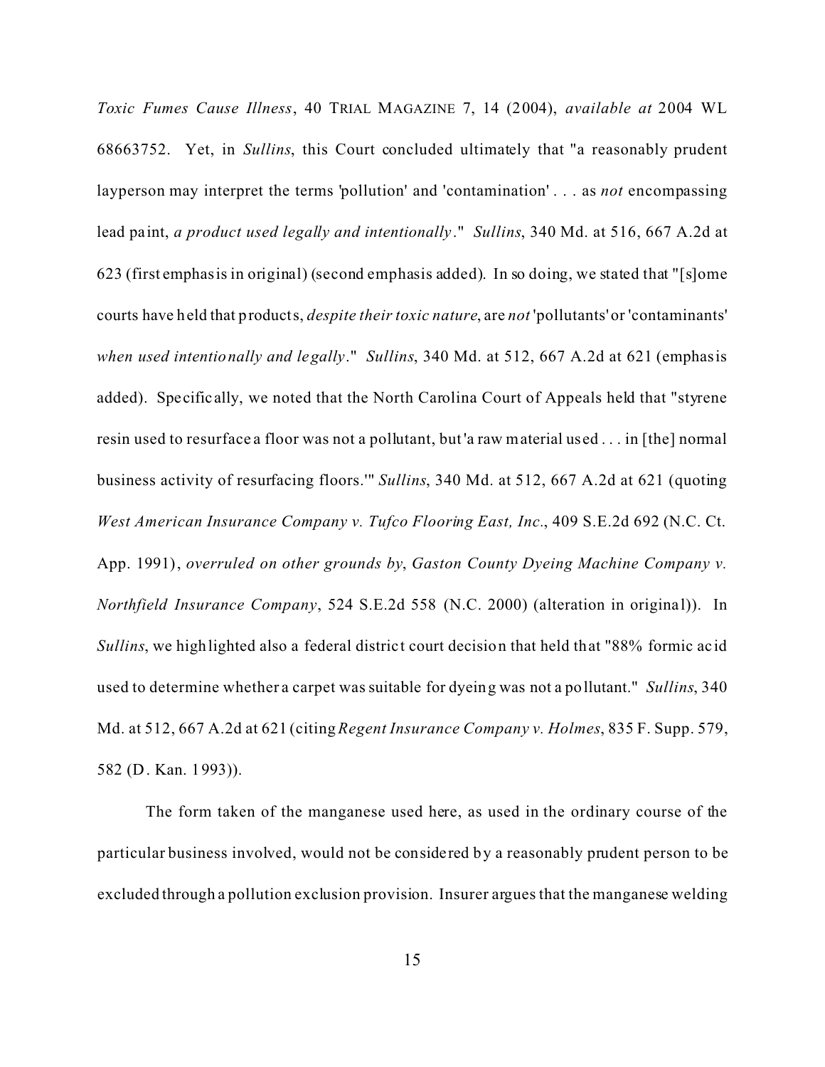*Toxic Fumes Cause Illness*, 40 TRIAL MAGAZINE 7, 14 (2004), *available at* 2004 WL 68663752. Yet, in *Sullins*, this Court concluded ultimately that "a reasonably prudent layperson may interpret the terms 'pollution' and 'contamination' . . . as *not* encompassing lead paint, *a product used legally and intentionally*." *Sullins*, 340 Md. at 516, 667 A.2d at 623 (first emphasis in original) (second emphasis added). In so doing, we stated that "[s]ome courts have held that products, *despite their toxic nature*, are *not* 'pollutants' or 'contaminants' *when used intentionally and legally*." *Sullins*, 340 Md. at 512, 667 A.2d at 621 (emphasis added). Specifically, we noted that the North Carolina Court of Appeals held that "styrene resin used to resurface a floor was not a pollutant, but 'a raw material used . . . in [the] normal business activity of resurfacing floors.'" *Sullins*, 340 Md. at 512, 667 A.2d at 621 (quoting *West American Insurance Company v. Tufco Flooring East, Inc.*, 409 S.E.2d 692 (N.C. Ct. App. 1991), *overruled on other grounds by*, *Gaston County Dyeing Machine Company v. Northfield Insurance Company*, 524 S.E.2d 558 (N.C. 2000) (alteration in original)). In *Sullins*, we highlighted also a federal district court decision that held that "88% formic acid used to determine whether a carpet was suitable for dyeing was not a pollutant." *Sullins*, 340 Md. at 512, 667 A.2d at 621 (citing *Regent Insurance Company v. Holmes*, 835 F. Supp. 579, 582 (D. Kan. 1993)).

The form taken of the manganese used here, as used in the ordinary course of the particular business involved, would not be considered by a reasonably prudent person to be excluded through a pollution exclusion provision. Insurer argues that the manganese welding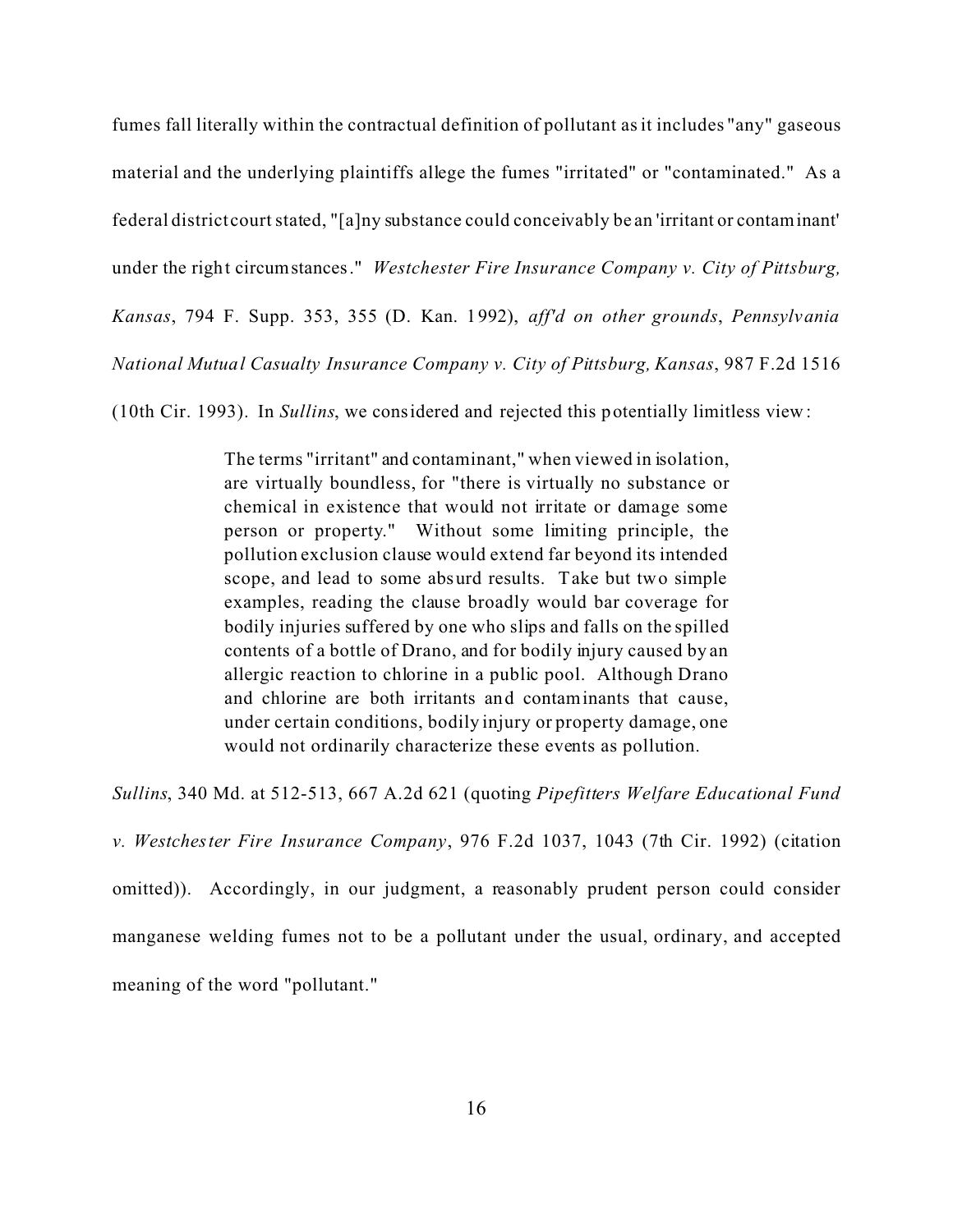fumes fall literally within the contractual definition of pollutant as it includes "any" gaseous material and the underlying plaintiffs allege the fumes "irritated" or "contaminated." As a federal district court stated, "[a]ny substance could conceivably be an 'irritant or contaminant' under the right circumstances." *Westchester Fire Insurance Company v. City of Pittsburg, Kansas*, 794 F. Supp. 353, 355 (D. Kan. 1992), *aff'd on other grounds*, *Pennsylvania National Mutual Casualty Insurance Company v. City of Pittsburg, Kansas*, 987 F.2d 1516 (10th Cir. 1993). In *Sullins*, we considered and rejected this potentially limitless view:

> The terms "irritant" and contaminant," when viewed in isolation, are virtually boundless, for "there is virtually no substance or chemical in existence that would not irritate or damage some person or property." Without some limiting principle, the pollution exclusion clause would extend far beyond its intended scope, and lead to some absurd results. Take but two simple examples, reading the clause broadly would bar coverage for bodily injuries suffered by one who slips and falls on the spilled contents of a bottle of Drano, and for bodily injury caused by an allergic reaction to chlorine in a public pool. Although Drano and chlorine are both irritants and contaminants that cause, under certain conditions, bodily injury or property damage, one would not ordinarily characterize these events as pollution.

*Sullins*, 340 Md. at 512-513, 667 A.2d 621 (quoting *Pipefitters Welfare Educational Fund v. Westchester Fire Insurance Company*, 976 F.2d 1037, 1043 (7th Cir. 1992) (citation omitted)). Accordingly, in our judgment, a reasonably prudent person could consider manganese welding fumes not to be a pollutant under the usual, ordinary, and accepted meaning of the word "pollutant."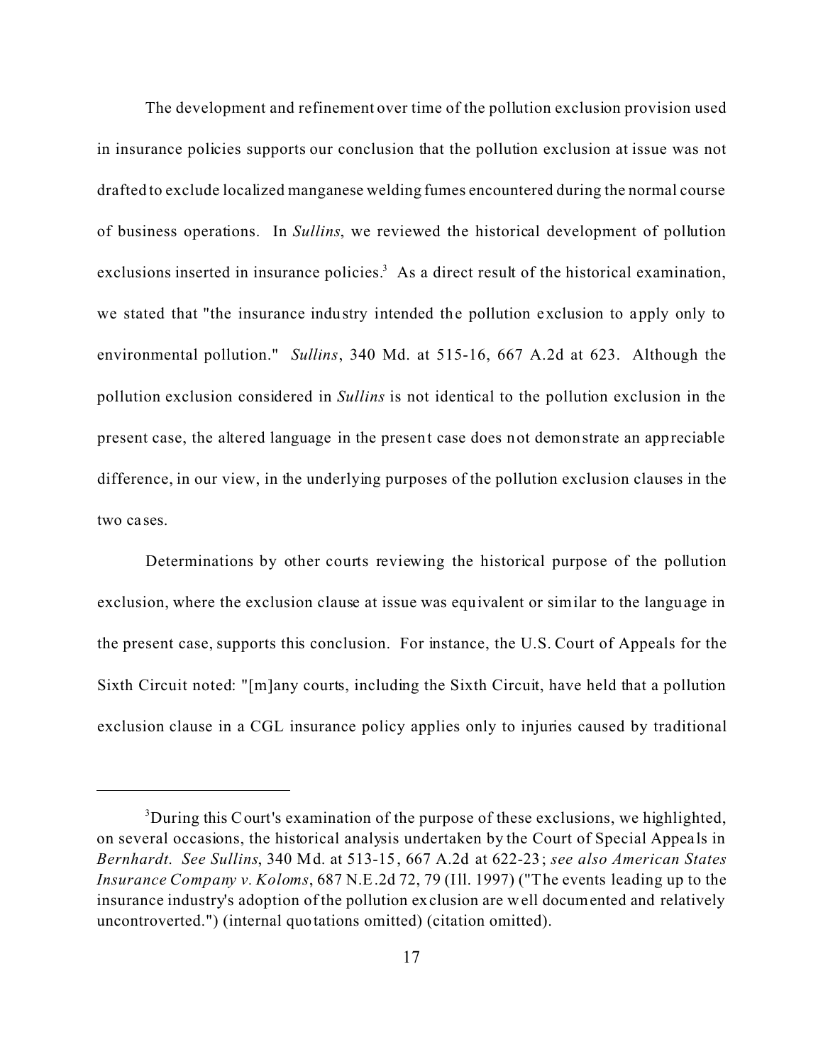The development and refinement over time of the pollution exclusion provision used in insurance policies supports our conclusion that the pollution exclusion at issue was not drafted to exclude localized manganese welding fumes encountered during the normal course of business operations. In *Sullins*, we reviewed the historical development of pollution exclusions inserted in insurance policies.[3] As a direct result of the historical examination, we stated that "the insurance industry intended the pollution exclusion to apply only to environmental pollution." *Sullins*, 340 Md. at 515-16, 667 A.2d at 623. Although the pollution exclusion considered in *Sullins* is not identical to the pollution exclusion in the present case, the altered language in the present case does not demonstrate an appreciable difference, in our view, in the underlying purposes of the pollution exclusion clauses in the two cases.

Determinations by other courts reviewing the historical purpose of the pollution exclusion, where the exclusion clause at issue was equivalent or similar to the language in the present case, supports this conclusion. For instance, the U.S. Court of Appeals for the Sixth Circuit noted: "[m]any courts, including the Sixth Circuit, have held that a pollution exclusion clause in a CGL insurance policy applies only to injuries caused by traditional

---

[3] During this Court's examination of the purpose of these exclusions, we highlighted, on several occasions, the historical analysis undertaken by the Court of Special Appeals in *Bernhardt*. *See Sullins*, 340 Md. at 513-15, 667 A.2d at 622-23; *see also American States Insurance Company v. Koloms*, 687 N.E.2d 72, 79 (Ill. 1997) ("The events leading up to the insurance industry's adoption of the pollution exclusion are well documented and relatively uncontroverted.") (internal quotations omitted) (citation omitted).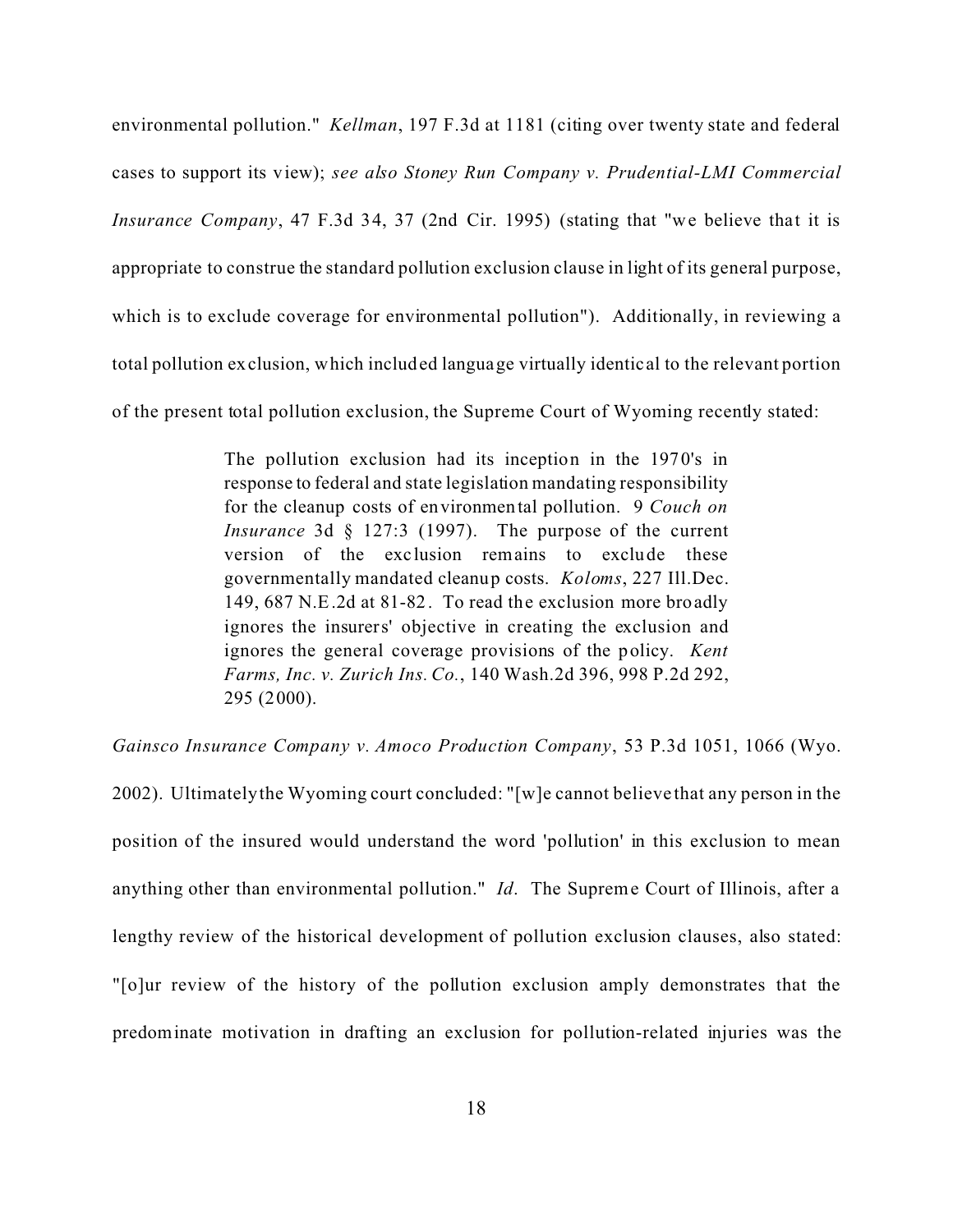environmental pollution." *Kellman*, 197 F.3d at 1181 (citing over twenty state and federal cases to support its view); *see also Stoney Run Company v. Prudential-LMI Commercial Insurance Company*, 47 F.3d 34, 37 (2nd Cir. 1995) (stating that "we believe that it is appropriate to construe the standard pollution exclusion clause in light of its general purpose, which is to exclude coverage for environmental pollution"). Additionally, in reviewing a total pollution exclusion, which included language virtually identical to the relevant portion of the present total pollution exclusion, the Supreme Court of Wyoming recently stated:

> The pollution exclusion had its inception in the 1970's in response to federal and state legislation mandating responsibility for the cleanup costs of environmental pollution. 9 *Couch on Insurance* 3d § 127:3 (1997). The purpose of the current version of the exclusion remains to exclude these governmentally mandated cleanup costs. *Koloms*, 227 Ill.Dec. 149, 687 N.E.2d at 81-82. To read the exclusion more broadly ignores the insurers' objective in creating the exclusion and ignores the general coverage provisions of the policy. *Kent Farms, Inc. v. Zurich Ins. Co.*, 140 Wash.2d 396, 998 P.2d 292, 295 (2000).

*Gainsco Insurance Company v. Amoco Production Company*, 53 P.3d 1051, 1066 (Wyo. 2002). Ultimately the Wyoming court concluded: "[w]e cannot believe that any person in the position of the insured would understand the word 'pollution' in this exclusion to mean anything other than environmental pollution." *Id*. The Supreme Court of Illinois, after a lengthy review of the historical development of pollution exclusion clauses, also stated: "[o]ur review of the history of the pollution exclusion amply demonstrates that the predominate motivation in drafting an exclusion for pollution-related injuries was the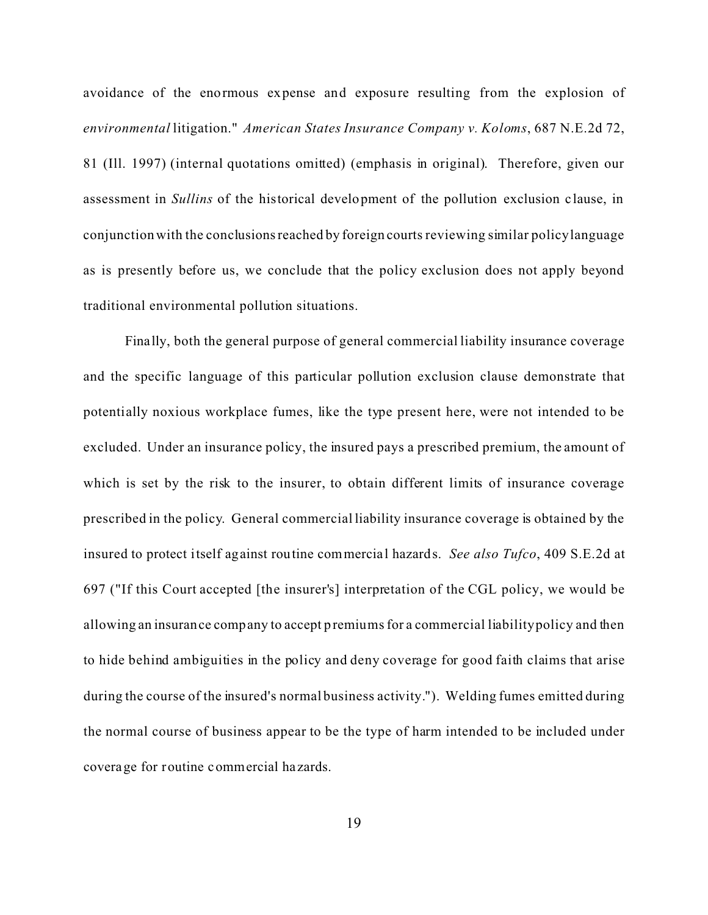avoidance of the enormous expense and exposure resulting from the explosion of *environmental* litigation." *American States Insurance Company v. Koloms*, 687 N.E.2d 72, 81 (Ill. 1997) (internal quotations omitted) (emphasis in original). Therefore, given our assessment in *Sullins* of the historical development of the pollution exclusion clause, in conjunction with the conclusions reached by foreign courts reviewing similar policy language as is presently before us, we conclude that the policy exclusion does not apply beyond traditional environmental pollution situations.

Finally, both the general purpose of general commercial liability insurance coverage and the specific language of this particular pollution exclusion clause demonstrate that potentially noxious workplace fumes, like the type present here, were not intended to be excluded. Under an insurance policy, the insured pays a prescribed premium, the amount of which is set by the risk to the insurer, to obtain different limits of insurance coverage prescribed in the policy. General commercial liability insurance coverage is obtained by the insured to protect itself against routine commercial hazards. *See also Tufco*, 409 S.E.2d at 697 ("If this Court accepted [the insurer's] interpretation of the CGL policy, we would be allowing an insurance company to accept premiums for a commercial liability policy and then to hide behind ambiguities in the policy and deny coverage for good faith claims that arise during the course of the insured's normal business activity."). Welding fumes emitted during the normal course of business appear to be the type of harm intended to be included under coverage for routine commercial hazards.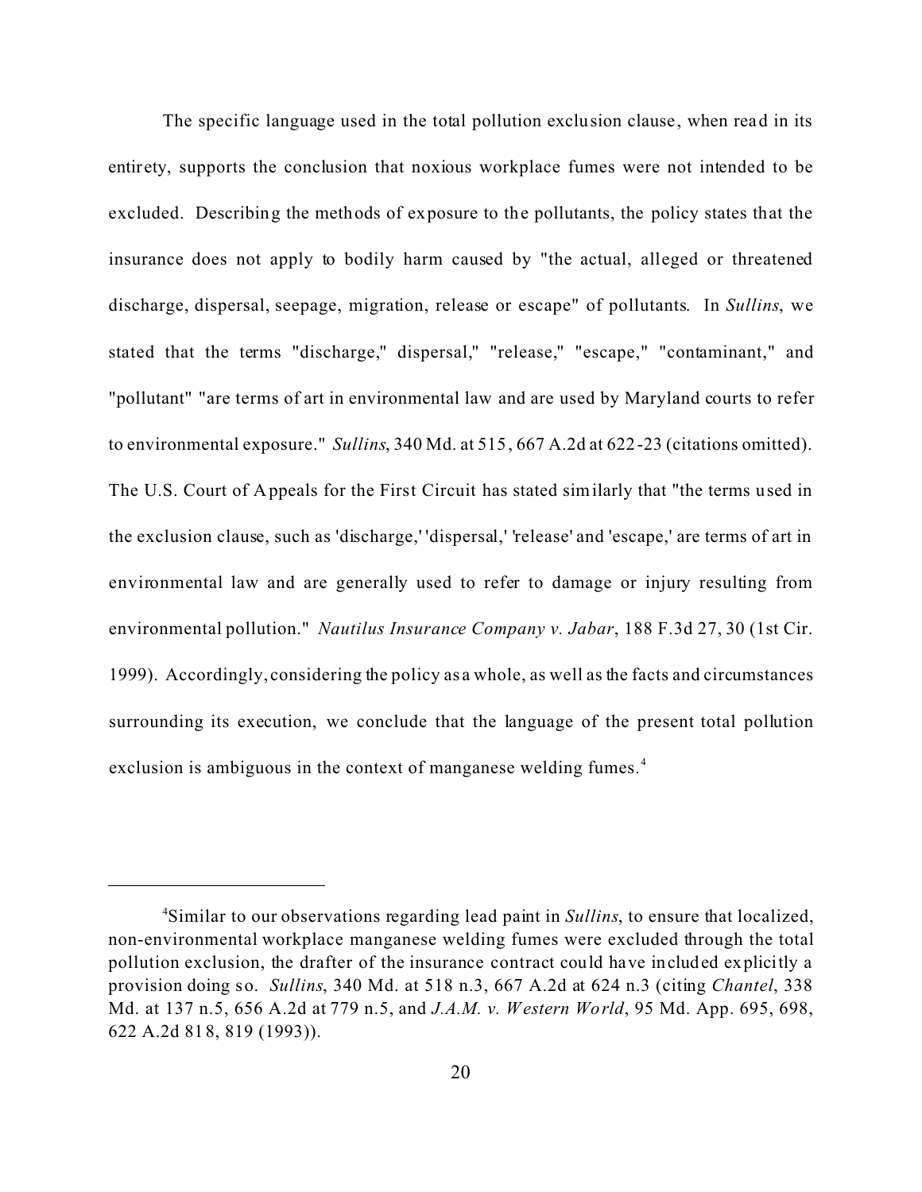The specific language used in the total pollution exclusion clause, when read in its entirety, supports the conclusion that noxious workplace fumes were not intended to be excluded. Describing the methods of exposure to the pollutants, the policy states that the insurance does not apply to bodily harm caused by "the actual, alleged or threatened discharge, dispersal, seepage, migration, release or escape" of pollutants. In *Sullins*, we stated that the terms "discharge," dispersal," "release," "escape," "contaminant," and "pollutant" "are terms of art in environmental law and are used by Maryland courts to refer to environmental exposure." *Sullins*, 340 Md. at 515, 667 A.2d at 622-23 (citations omitted). The U.S. Court of Appeals for the First Circuit has stated similarly that "the terms used in the exclusion clause, such as 'discharge,' 'dispersal,' 'release' and 'escape,' are terms of art in environmental law and are generally used to refer to damage or injury resulting from environmental pollution." *Nautilus Insurance Company v. Jabar*, 188 F.3d 27, 30 (1st Cir. 1999). Accordingly, considering the policy as a whole, as well as the facts and circumstances surrounding its execution, we conclude that the language of the present total pollution exclusion is ambiguous in the context of manganese welding fumes.[4]

---

[4]Similar to our observations regarding lead paint in *Sullins*, to ensure that localized, non-environmental workplace manganese welding fumes were excluded through the total pollution exclusion, the drafter of the insurance contract could have included explicitly a provision doing so. *Sullins*, 340 Md. at 518 n.3, 667 A.2d at 624 n.3 (citing *Chantel*, 338 Md. at 137 n.5, 656 A.2d at 779 n.5, and *J.A.M. v. Western World*, 95 Md. App. 695, 698, 622 A.2d 818, 819 (1993)).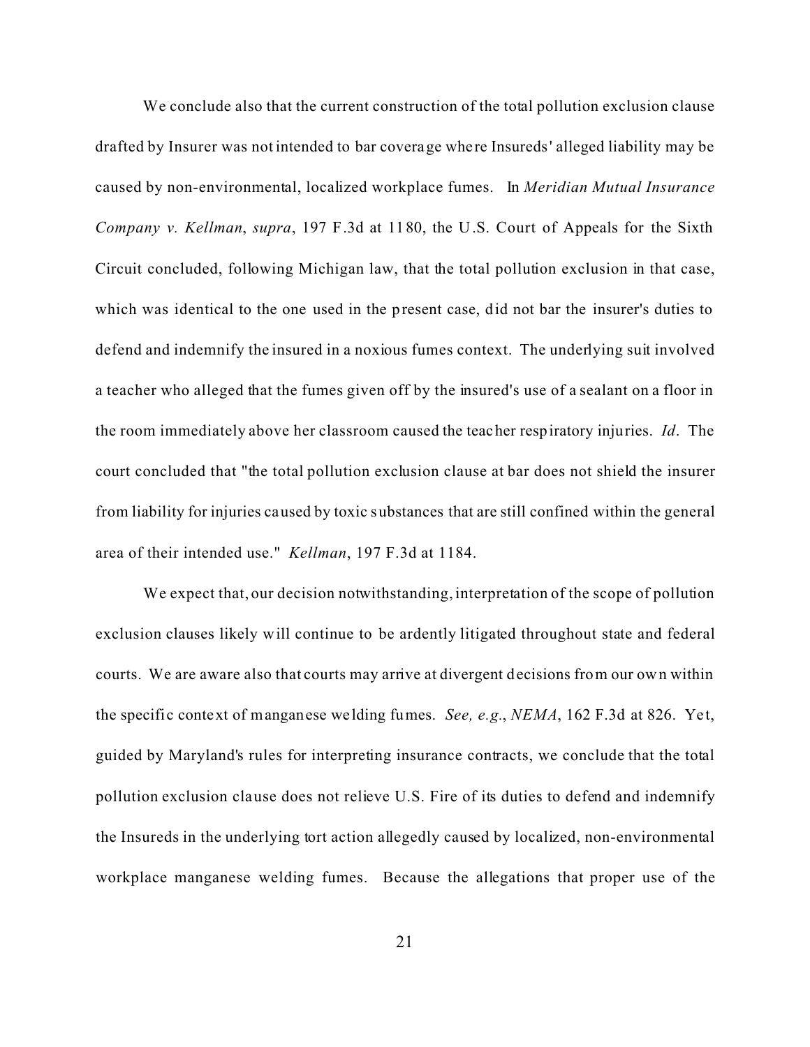We conclude also that the current construction of the total pollution exclusion clause drafted by Insurer was not intended to bar coverage where Insureds' alleged liability may be caused by non-environmental, localized workplace fumes. In *Meridian Mutual Insurance Company v. Kellman*, *supra*, 197 F.3d at 1180, the U.S. Court of Appeals for the Sixth Circuit concluded, following Michigan law, that the total pollution exclusion in that case, which was identical to the one used in the present case, did not bar the insurer's duties to defend and indemnify the insured in a noxious fumes context. The underlying suit involved a teacher who alleged that the fumes given off by the insured's use of a sealant on a floor in the room immediately above her classroom caused the teacher respiratory injuries. *Id*. The court concluded that "the total pollution exclusion clause at bar does not shield the insurer from liability for injuries caused by toxic substances that are still confined within the general area of their intended use." *Kellman*, 197 F.3d at 1184.

We expect that, our decision notwithstanding, interpretation of the scope of pollution exclusion clauses likely will continue to be ardently litigated throughout state and federal courts. We are aware also that courts may arrive at divergent decisions from our own within the specific context of manganese welding fumes. *See, e.g.*, *NEMA*, 162 F.3d at 826. Yet, guided by Maryland's rules for interpreting insurance contracts, we conclude that the total pollution exclusion clause does not relieve U.S. Fire of its duties to defend and indemnify the Insureds in the underlying tort action allegedly caused by localized, non-environmental workplace manganese welding fumes. Because the allegations that proper use of the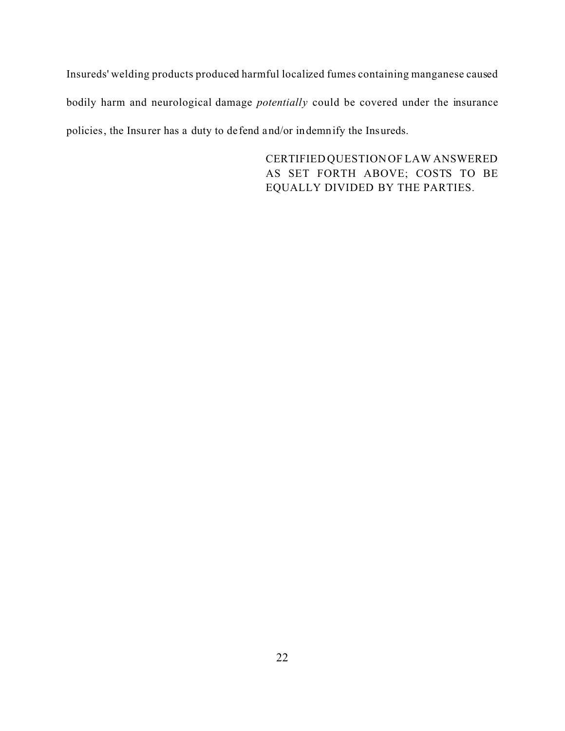Insureds' welding products produced harmful localized fumes containing manganese caused bodily harm and neurological damage *potentially* could be covered under the insurance policies, the Insurer has a duty to defend and/or indemnify the Insureds.

CERTIFIED QUESTION OF LAW ANSWERED AS SET FORTH ABOVE; COSTS TO BE EQUALLY DIVIDED BY THE PARTIES.